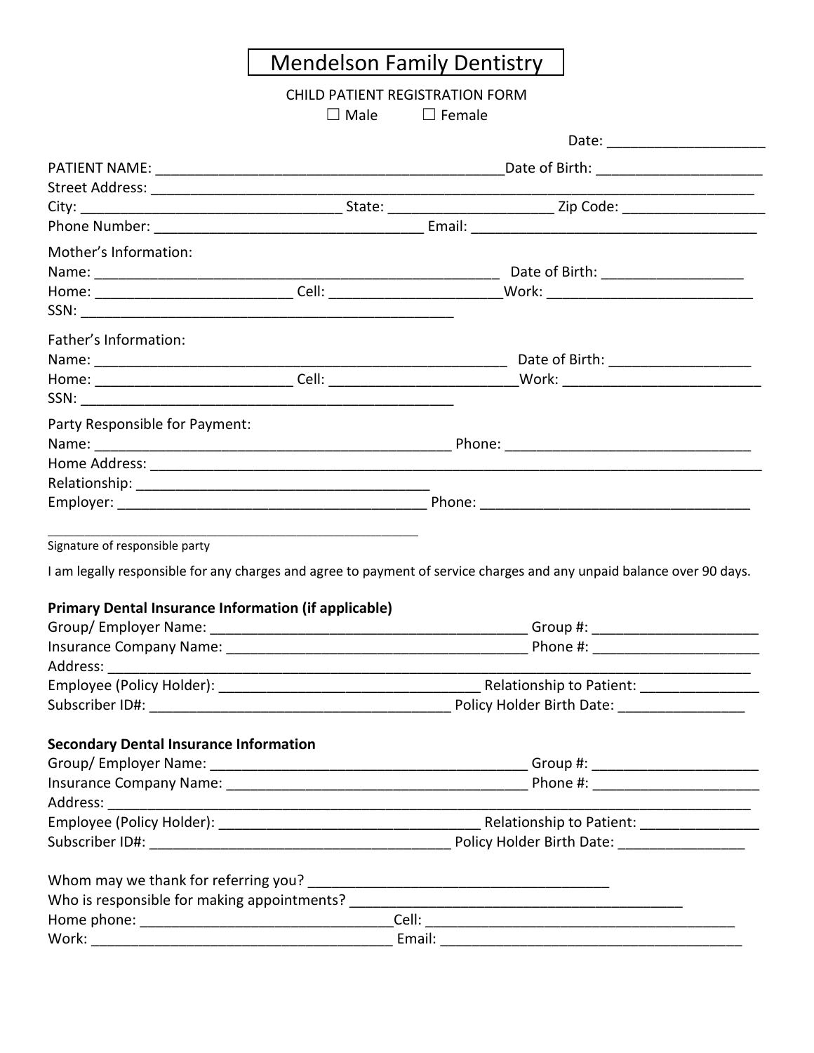# Mendelson Family Dentistry

CHILD PATIENT REGISTRATION FORM

☐ Male ☐ Female

Date: ____________________

PATIENT NAME: ____________________________________________ Date of Birth: _____________________

Street Address: ________________________________________________________________________________

City: _________________________________ State: ____________________ Zip Code: __________________

Phone Number: __________________________________ Email: ____________________________________

Mother's Information:

Name: ____________________________________________________ Date of Birth: __________________

Home: _________________________ Cell: ______________________ Work: __________________________

SSN: ________________________________________________

Father's Information:

Name: _____________________________________________________ Date of Birth: __________________

Home: _________________________ Cell: ________________________ Work: _________________________

SSN: ________________________________________________

Party Responsible for Payment:

Name: ______________________________________________ Phone: ______________________________

Home Address: ___________________________________________________________________________

Relationship: _____________________________________

Employer: ________________________________________ Phone: __________________________________

______________________________________________________

Signature of responsible party

I am legally responsible for any charges and agree to payment of service charges and any unpaid balance over 90 days.

**Primary Dental Insurance Information (if applicable)**

Group/ Employer Name: _________________________________________ Group #: _____________________

Insurance Company Name: _______________________________________ Phone #: _____________________

Address: _______________________________________________________________________________

Employee (Policy Holder): __________________________________ Relationship to Patient: _______________

Subscriber ID#: _______________________________________ Policy Holder Birth Date: ________________

**Secondary Dental Insurance Information**

Group/ Employer Name: _________________________________________ Group #: _____________________

Insurance Company Name: _______________________________________ Phone #: _____________________

Address: _______________________________________________________________________________

Employee (Policy Holder): __________________________________ Relationship to Patient: _______________

Subscriber ID#: _______________________________________ Policy Holder Birth Date: ________________

Whom may we thank for referring you? ______________________________________

Who is responsible for making appointments? ___________________________________________

Home phone: ________________________________ Cell: ________________________________________

Work: ______________________________________ Email: ________________________________________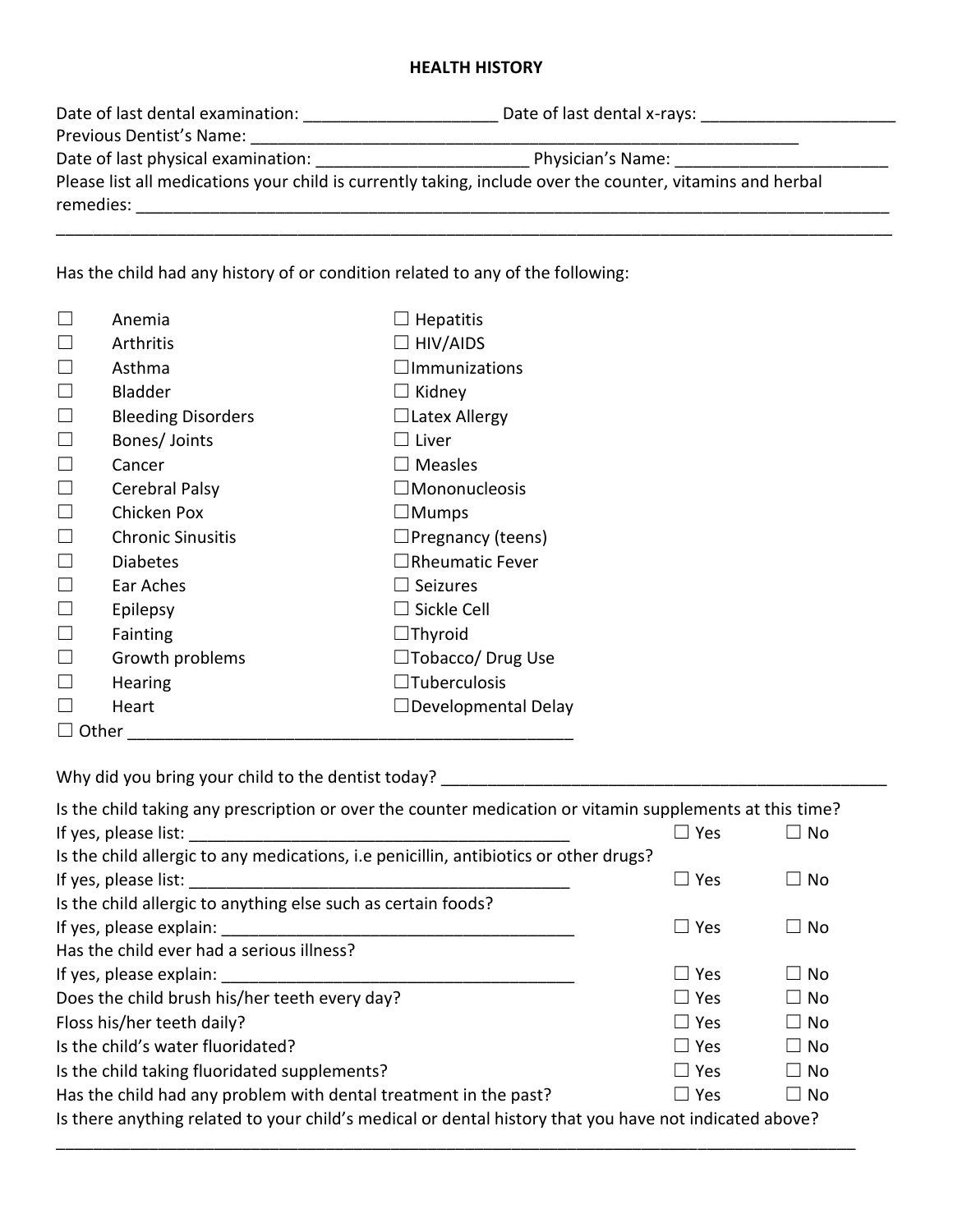# HEALTH HISTORY

Date of last dental examination: _____________________ Date of last dental x-rays: _____________________

Previous Dentist's Name: ____________________________________________________________

Date of last physical examination: _______________________ Physician's Name: _______________________

Please list all medications your child is currently taking, include over the counter, vitamins and herbal remedies: ____________________________________________________________________________________

_____________________________________________________________________________________________

Has the child had any history of or condition related to any of the following:

| | |
|---|---|
| ☐ Anemia | ☐ Hepatitis |
| ☐ Arthritis | ☐ HIV/AIDS |
| ☐ Asthma | ☐ Immunizations |
| ☐ Bladder | ☐ Kidney |
| ☐ Bleeding Disorders | ☐ Latex Allergy |
| ☐ Bones/ Joints | ☐ Liver |
| ☐ Cancer | ☐ Measles |
| ☐ Cerebral Palsy | ☐ Mononucleosis |
| ☐ Chicken Pox | ☐ Mumps |
| ☐ Chronic Sinusitis | ☐ Pregnancy (teens) |
| ☐ Diabetes | ☐ Rheumatic Fever |
| ☐ Ear Aches | ☐ Seizures |
| ☐ Epilepsy | ☐ Sickle Cell |
| ☐ Fainting | ☐ Thyroid |
| ☐ Growth problems | ☐ Tobacco/ Drug Use |
| ☐ Hearing | ☐ Tuberculosis |
| ☐ Heart | ☐ Developmental Delay |

☐ Other _________________________________________________

Why did you bring your child to the dentist today? __________________________________________________

Is the child taking any prescription or over the counter medication or vitamin supplements at this time?
If yes, please list: __________________________________________ ☐ Yes ☐ No

Is the child allergic to any medications, i.e penicillin, antibiotics or other drugs?
If yes, please list: __________________________________________ ☐ Yes ☐ No

Is the child allergic to anything else such as certain foods?
If yes, please explain: _______________________________________ ☐ Yes ☐ No

Has the child ever had a serious illness?
If yes, please explain: _______________________________________ ☐ Yes ☐ No

Does the child brush his/her teeth every day? ☐ Yes ☐ No

Floss his/her teeth daily? ☐ Yes ☐ No

Is the child's water fluoridated? ☐ Yes ☐ No

Is the child taking fluoridated supplements? ☐ Yes ☐ No

Has the child had any problem with dental treatment in the past? ☐ Yes ☐ No

Is there anything related to your child's medical or dental history that you have not indicated above?

_____________________________________________________________________________________________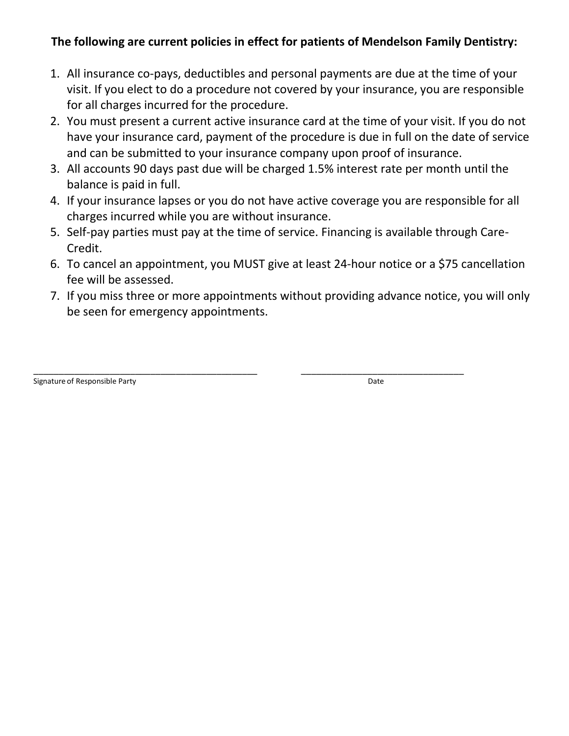**The following are current policies in effect for patients of Mendelson Family Dentistry:**

1. All insurance co-pays, deductibles and personal payments are due at the time of your visit. If you elect to do a procedure not covered by your insurance, you are responsible for all charges incurred for the procedure.
2. You must present a current active insurance card at the time of your visit. If you do not have your insurance card, payment of the procedure is due in full on the date of service and can be submitted to your insurance company upon proof of insurance.
3. All accounts 90 days past due will be charged 1.5% interest rate per month until the balance is paid in full.
4. If your insurance lapses or you do not have active coverage you are responsible for all charges incurred while you are without insurance.
5. Self-pay parties must pay at the time of service. Financing is available through Care-Credit.
6. To cancel an appointment, you MUST give at least 24-hour notice or a $75 cancellation fee will be assessed.
7. If you miss three or more appointments without providing advance notice, you will only be seen for emergency appointments.

_____________________________________________ _______________________________

Signature of Responsible Party Date